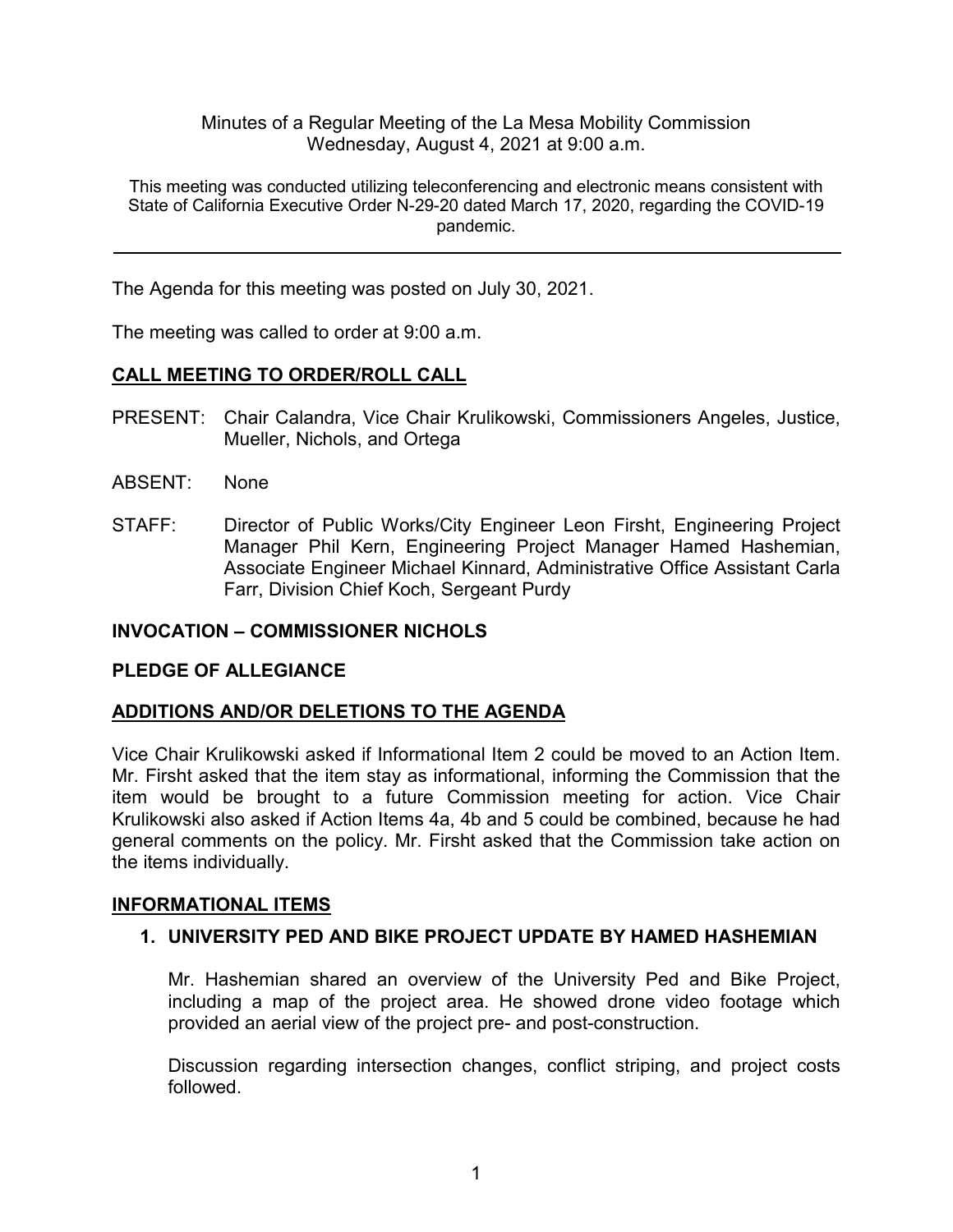Minutes of a Regular Meeting of the La Mesa Mobility Commission
Wednesday, August 4, 2021 at 9:00 a.m.

This meeting was conducted utilizing teleconferencing and electronic means consistent with State of California Executive Order N-29-20 dated March 17, 2020, regarding the COVID-19 pandemic.

---

The Agenda for this meeting was posted on July 30, 2021.

The meeting was called to order at 9:00 a.m.

## CALL MEETING TO ORDER/ROLL CALL

PRESENT: Chair Calandra, Vice Chair Krulikowski, Commissioners Angeles, Justice, Mueller, Nichols, and Ortega

ABSENT: None

STAFF: Director of Public Works/City Engineer Leon Firsht, Engineering Project Manager Phil Kern, Engineering Project Manager Hamed Hashemian, Associate Engineer Michael Kinnard, Administrative Office Assistant Carla Farr, Division Chief Koch, Sergeant Purdy

## INVOCATION – COMMISSIONER NICHOLS

## PLEDGE OF ALLEGIANCE

## ADDITIONS AND/OR DELETIONS TO THE AGENDA

Vice Chair Krulikowski asked if Informational Item 2 could be moved to an Action Item. Mr. Firsht asked that the item stay as informational, informing the Commission that the item would be brought to a future Commission meeting for action. Vice Chair Krulikowski also asked if Action Items 4a, 4b and 5 could be combined, because he had general comments on the policy. Mr. Firsht asked that the Commission take action on the items individually.

## INFORMATIONAL ITEMS

### 1. UNIVERSITY PED AND BIKE PROJECT UPDATE BY HAMED HASHEMIAN

Mr. Hashemian shared an overview of the University Ped and Bike Project, including a map of the project area. He showed drone video footage which provided an aerial view of the project pre- and post-construction.

Discussion regarding intersection changes, conflict striping, and project costs followed.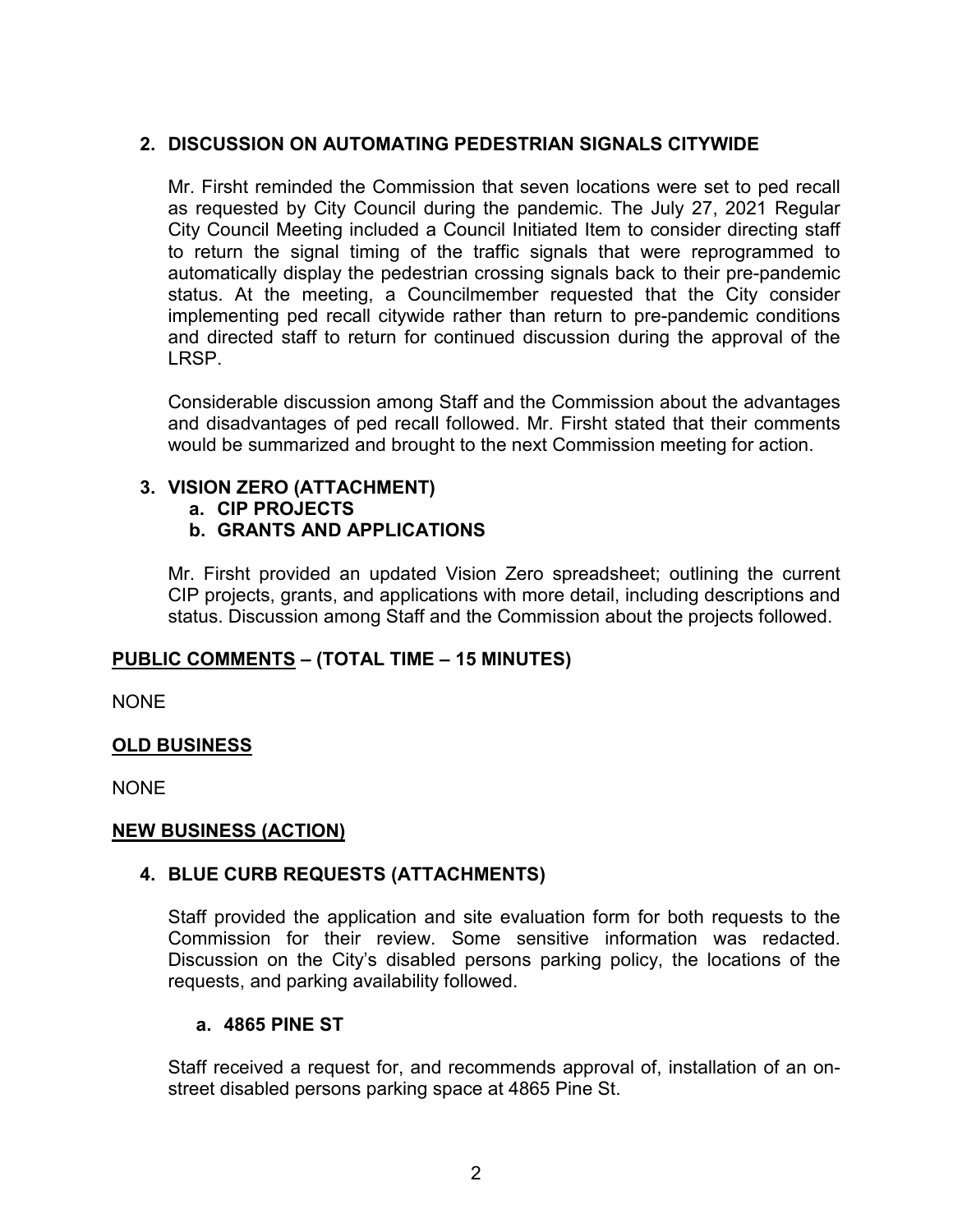**2. DISCUSSION ON AUTOMATING PEDESTRIAN SIGNALS CITYWIDE**

Mr. Firsht reminded the Commission that seven locations were set to ped recall as requested by City Council during the pandemic. The July 27, 2021 Regular City Council Meeting included a Council Initiated Item to consider directing staff to return the signal timing of the traffic signals that were reprogrammed to automatically display the pedestrian crossing signals back to their pre-pandemic status. At the meeting, a Councilmember requested that the City consider implementing ped recall citywide rather than return to pre-pandemic conditions and directed staff to return for continued discussion during the approval of the LRSP.

Considerable discussion among Staff and the Commission about the advantages and disadvantages of ped recall followed. Mr. Firsht stated that their comments would be summarized and brought to the next Commission meeting for action.

**3. VISION ZERO (ATTACHMENT)**

**a. CIP PROJECTS**

**b. GRANTS AND APPLICATIONS**

Mr. Firsht provided an updated Vision Zero spreadsheet; outlining the current CIP projects, grants, and applications with more detail, including descriptions and status. Discussion among Staff and the Commission about the projects followed.

**PUBLIC COMMENTS – (TOTAL TIME – 15 MINUTES)**

NONE

**OLD BUSINESS**

NONE

**NEW BUSINESS (ACTION)**

**4. BLUE CURB REQUESTS (ATTACHMENTS)**

Staff provided the application and site evaluation form for both requests to the Commission for their review. Some sensitive information was redacted. Discussion on the City's disabled persons parking policy, the locations of the requests, and parking availability followed.

**a. 4865 PINE ST**

Staff received a request for, and recommends approval of, installation of an on-street disabled persons parking space at 4865 Pine St.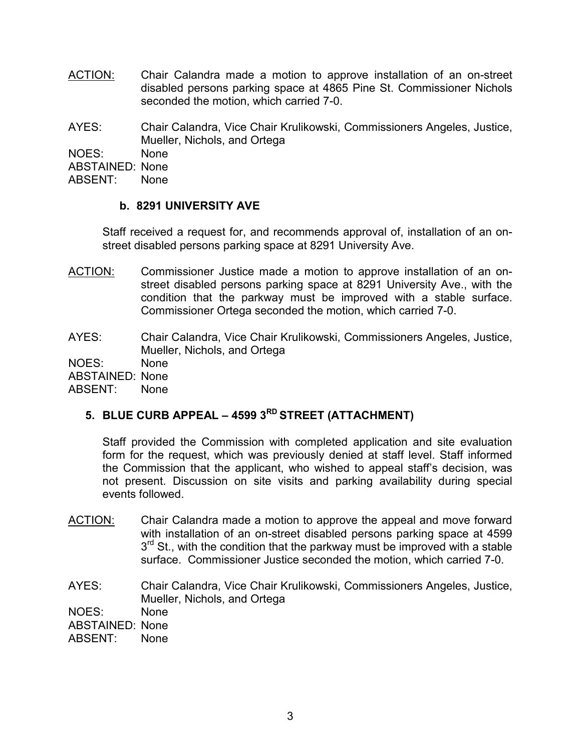ACTION: Chair Calandra made a motion to approve installation of an on-street disabled persons parking space at 4865 Pine St. Commissioner Nichols seconded the motion, which carried 7-0.

AYES: Chair Calandra, Vice Chair Krulikowski, Commissioners Angeles, Justice, Mueller, Nichols, and Ortega
NOES: None
ABSTAINED: None
ABSENT: None

### b. 8291 UNIVERSITY AVE

Staff received a request for, and recommends approval of, installation of an on-street disabled persons parking space at 8291 University Ave.

ACTION: Commissioner Justice made a motion to approve installation of an on-street disabled persons parking space at 8291 University Ave., with the condition that the parkway must be improved with a stable surface. Commissioner Ortega seconded the motion, which carried 7-0.

AYES: Chair Calandra, Vice Chair Krulikowski, Commissioners Angeles, Justice, Mueller, Nichols, and Ortega
NOES: None
ABSTAINED: None
ABSENT: None

## 5. BLUE CURB APPEAL – 4599 3RD STREET (ATTACHMENT)

Staff provided the Commission with completed application and site evaluation form for the request, which was previously denied at staff level. Staff informed the Commission that the applicant, who wished to appeal staff's decision, was not present. Discussion on site visits and parking availability during special events followed.

ACTION: Chair Calandra made a motion to approve the appeal and move forward with installation of an on-street disabled persons parking space at 4599 3rd St., with the condition that the parkway must be improved with a stable surface. Commissioner Justice seconded the motion, which carried 7-0.

AYES: Chair Calandra, Vice Chair Krulikowski, Commissioners Angeles, Justice, Mueller, Nichols, and Ortega
NOES: None
ABSTAINED: None
ABSENT: None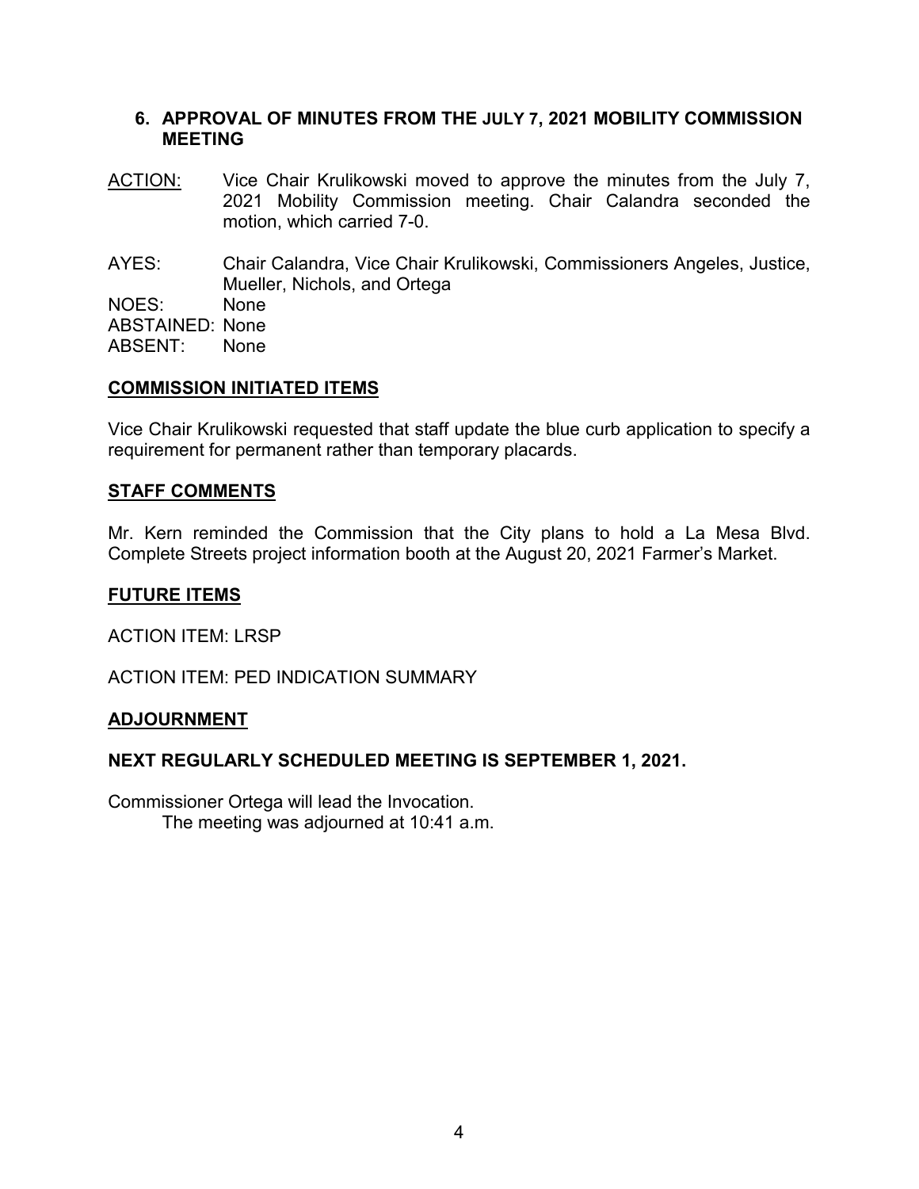### 6. APPROVAL OF MINUTES FROM THE JULY 7, 2021 MOBILITY COMMISSION MEETING

ACTION: Vice Chair Krulikowski moved to approve the minutes from the July 7, 2021 Mobility Commission meeting. Chair Calandra seconded the motion, which carried 7-0.

AYES: Chair Calandra, Vice Chair Krulikowski, Commissioners Angeles, Justice, Mueller, Nichols, and Ortega
NOES: None
ABSTAINED: None
ABSENT: None

## COMMISSION INITIATED ITEMS

Vice Chair Krulikowski requested that staff update the blue curb application to specify a requirement for permanent rather than temporary placards.

## STAFF COMMENTS

Mr. Kern reminded the Commission that the City plans to hold a La Mesa Blvd. Complete Streets project information booth at the August 20, 2021 Farmer's Market.

## FUTURE ITEMS

ACTION ITEM: LRSP

ACTION ITEM: PED INDICATION SUMMARY

## ADJOURNMENT

**NEXT REGULARLY SCHEDULED MEETING IS SEPTEMBER 1, 2021.**

Commissioner Ortega will lead the Invocation.
The meeting was adjourned at 10:41 a.m.